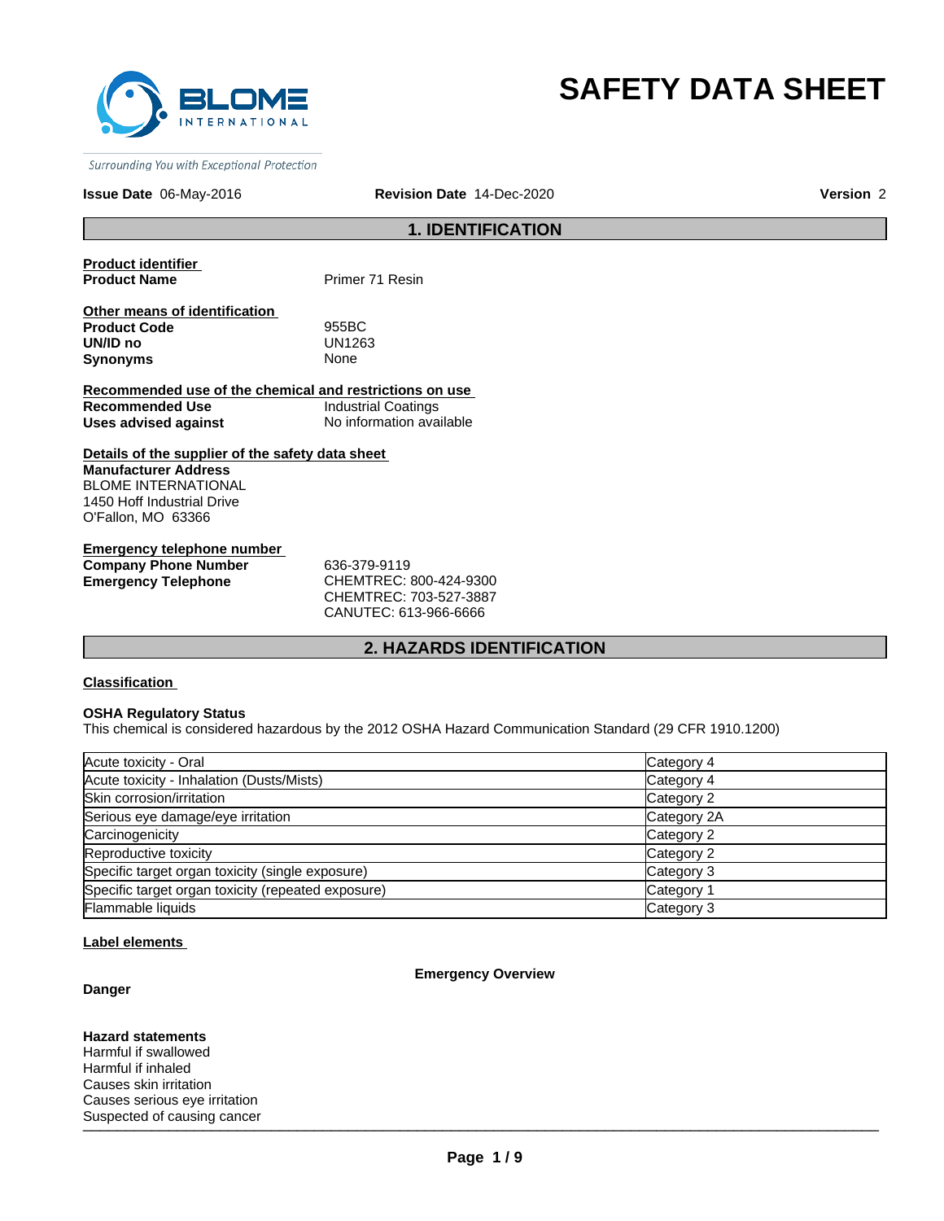BLOME INTERNATIONAL

*Surrounding You with Exceptional Protection*

# SAFETY DATA SHEET

**Issue Date** 06-May-2016 **Revision Date** 14-Dec-2020 **Version** 2

## 1. IDENTIFICATION

**Product identifier**

**Product Name** Primer 71 Resin

**Other means of identification**

**Product Code** 955BC
**UN/ID no** UN1263
**Synonyms** None

**Recommended use of the chemical and restrictions on use**

**Recommended Use** Industrial Coatings
**Uses advised against** No information available

**Details of the supplier of the safety data sheet**

**Manufacturer Address**
BLOME INTERNATIONAL
1450 Hoff Industrial Drive
O'Fallon, MO 63366

**Emergency telephone number**

**Company Phone Number** 636-379-9119
**Emergency Telephone** CHEMTREC: 800-424-9300
CHEMTREC: 703-527-3887
CANUTEC: 613-966-6666

## 2. HAZARDS IDENTIFICATION

**Classification**

**OSHA Regulatory Status**
This chemical is considered hazardous by the 2012 OSHA Hazard Communication Standard (29 CFR 1910.1200)

| | |
|---|---|
| Acute toxicity - Oral | Category 4 |
| Acute toxicity - Inhalation (Dusts/Mists) | Category 4 |
| Skin corrosion/irritation | Category 2 |
| Serious eye damage/eye irritation | Category 2A |
| Carcinogenicity | Category 2 |
| Reproductive toxicity | Category 2 |
| Specific target organ toxicity (single exposure) | Category 3 |
| Specific target organ toxicity (repeated exposure) | Category 1 |
| Flammable liquids | Category 3 |

**Label elements**

**Emergency Overview**

**Danger**

**Hazard statements**
Harmful if swallowed
Harmful if inhaled
Causes skin irritation
Causes serious eye irritation
Suspected of causing cancer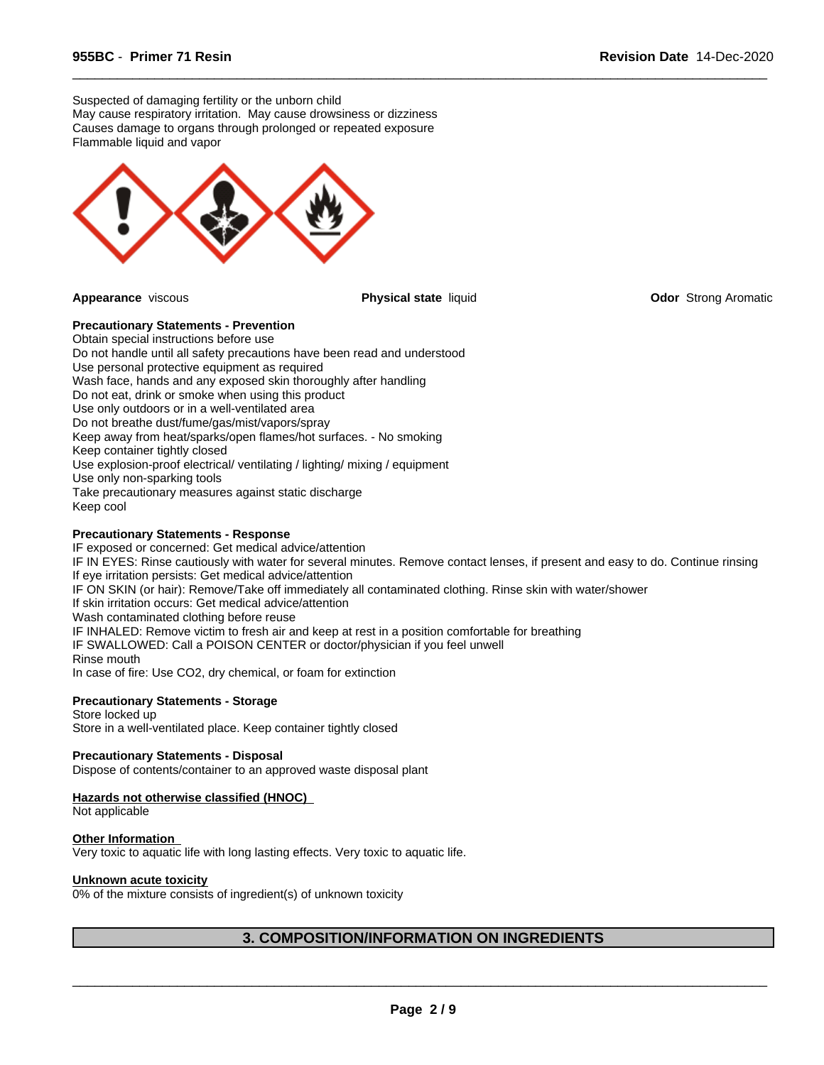Suspected of damaging fertility or the unborn child
May cause respiratory irritation. May cause drowsiness or dizziness
Causes damage to organs through prolonged or repeated exposure
Flammable liquid and vapor

**Appearance** viscous | **Physical state** liquid | **Odor** Strong Aromatic

**Precautionary Statements - Prevention**

Obtain special instructions before use
Do not handle until all safety precautions have been read and understood
Use personal protective equipment as required
Wash face, hands and any exposed skin thoroughly after handling
Do not eat, drink or smoke when using this product
Use only outdoors or in a well-ventilated area
Do not breathe dust/fume/gas/mist/vapors/spray
Keep away from heat/sparks/open flames/hot surfaces. - No smoking
Keep container tightly closed
Use explosion-proof electrical/ ventilating / lighting/ mixing / equipment
Use only non-sparking tools
Take precautionary measures against static discharge
Keep cool

**Precautionary Statements - Response**

IF exposed or concerned: Get medical advice/attention
IF IN EYES: Rinse cautiously with water for several minutes. Remove contact lenses, if present and easy to do. Continue rinsing
If eye irritation persists: Get medical advice/attention
IF ON SKIN (or hair): Remove/Take off immediately all contaminated clothing. Rinse skin with water/shower
If skin irritation occurs: Get medical advice/attention
Wash contaminated clothing before reuse
IF INHALED: Remove victim to fresh air and keep at rest in a position comfortable for breathing
IF SWALLOWED: Call a POISON CENTER or doctor/physician if you feel unwell
Rinse mouth
In case of fire: Use CO2, dry chemical, or foam for extinction

**Precautionary Statements - Storage**

Store locked up
Store in a well-ventilated place. Keep container tightly closed

**Precautionary Statements - Disposal**

Dispose of contents/container to an approved waste disposal plant

**Hazards not otherwise classified (HNOC)**

Not applicable

**Other Information**

Very toxic to aquatic life with long lasting effects. Very toxic to aquatic life.

**Unknown acute toxicity**

0% of the mixture consists of ingredient(s) of unknown toxicity

## 3. COMPOSITION/INFORMATION ON INGREDIENTS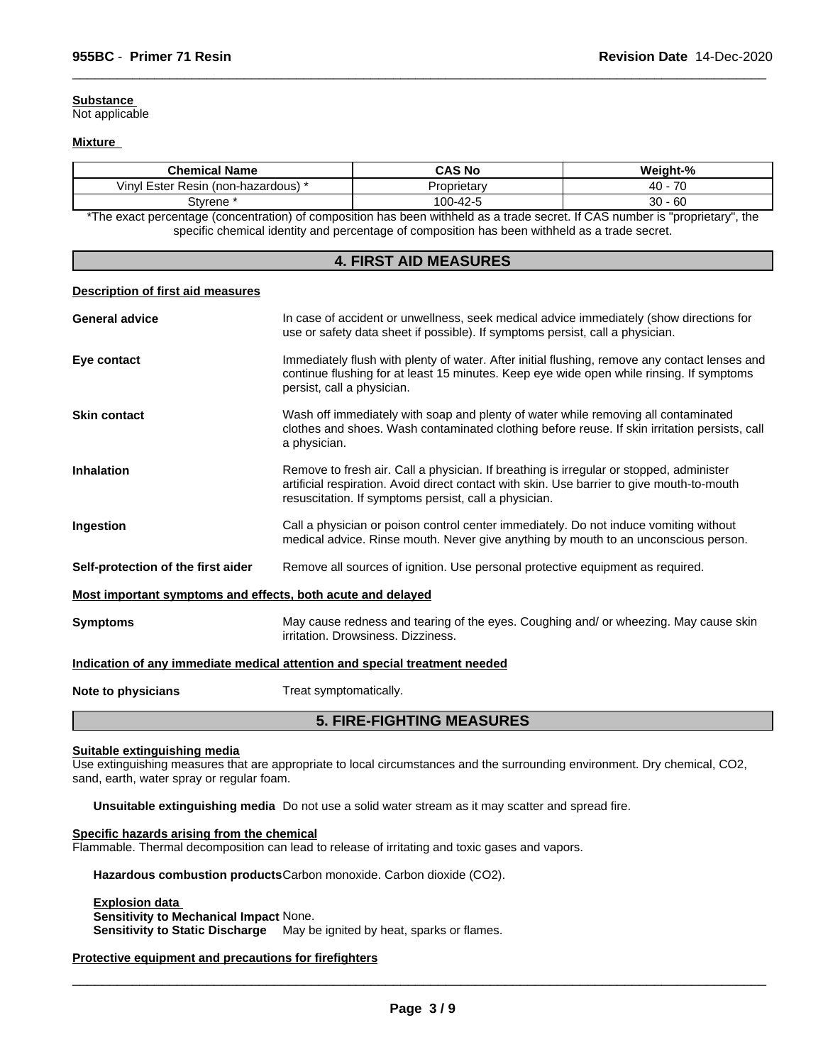**Substance**
Not applicable

**Mixture**

| Chemical Name | CAS No | Weight-% |
|---|---|---|
| Vinyl Ester Resin (non-hazardous) * | Proprietary | 40 - 70 |
| Styrene * | 100-42-5 | 30 - 60 |

*The exact percentage (concentration) of composition has been withheld as a trade secret. If CAS number is "proprietary", the specific chemical identity and percentage of composition has been withheld as a trade secret.

## 4. FIRST AID MEASURES

**Description of first aid measures**

**General advice** In case of accident or unwellness, seek medical advice immediately (show directions for use or safety data sheet if possible). If symptoms persist, call a physician.

**Eye contact** Immediately flush with plenty of water. After initial flushing, remove any contact lenses and continue flushing for at least 15 minutes. Keep eye wide open while rinsing. If symptoms persist, call a physician.

**Skin contact** Wash off immediately with soap and plenty of water while removing all contaminated clothes and shoes. Wash contaminated clothing before reuse. If skin irritation persists, call a physician.

**Inhalation** Remove to fresh air. Call a physician. If breathing is irregular or stopped, administer artificial respiration. Avoid direct contact with skin. Use barrier to give mouth-to-mouth resuscitation. If symptoms persist, call a physician.

**Ingestion** Call a physician or poison control center immediately. Do not induce vomiting without medical advice. Rinse mouth. Never give anything by mouth to an unconscious person.

**Self-protection of the first aider** Remove all sources of ignition. Use personal protective equipment as required.

**Most important symptoms and effects, both acute and delayed**

**Symptoms** May cause redness and tearing of the eyes. Coughing and/ or wheezing. May cause skin irritation. Drowsiness. Dizziness.

**Indication of any immediate medical attention and special treatment needed**

**Note to physicians** Treat symptomatically.

## 5. FIRE-FIGHTING MEASURES

**Suitable extinguishing media**
Use extinguishing measures that are appropriate to local circumstances and the surrounding environment. Dry chemical, $CO_2$, sand, earth, water spray or regular foam.

**Unsuitable extinguishing media** Do not use a solid water stream as it may scatter and spread fire.

**Specific hazards arising from the chemical**
Flammable. Thermal decomposition can lead to release of irritating and toxic gases and vapors.

**Hazardous combustion products** Carbon monoxide. Carbon dioxide ($CO_2$).

**Explosion data**
**Sensitivity to Mechanical Impact** None.
**Sensitivity to Static Discharge** May be ignited by heat, sparks or flames.

**Protective equipment and precautions for firefighters**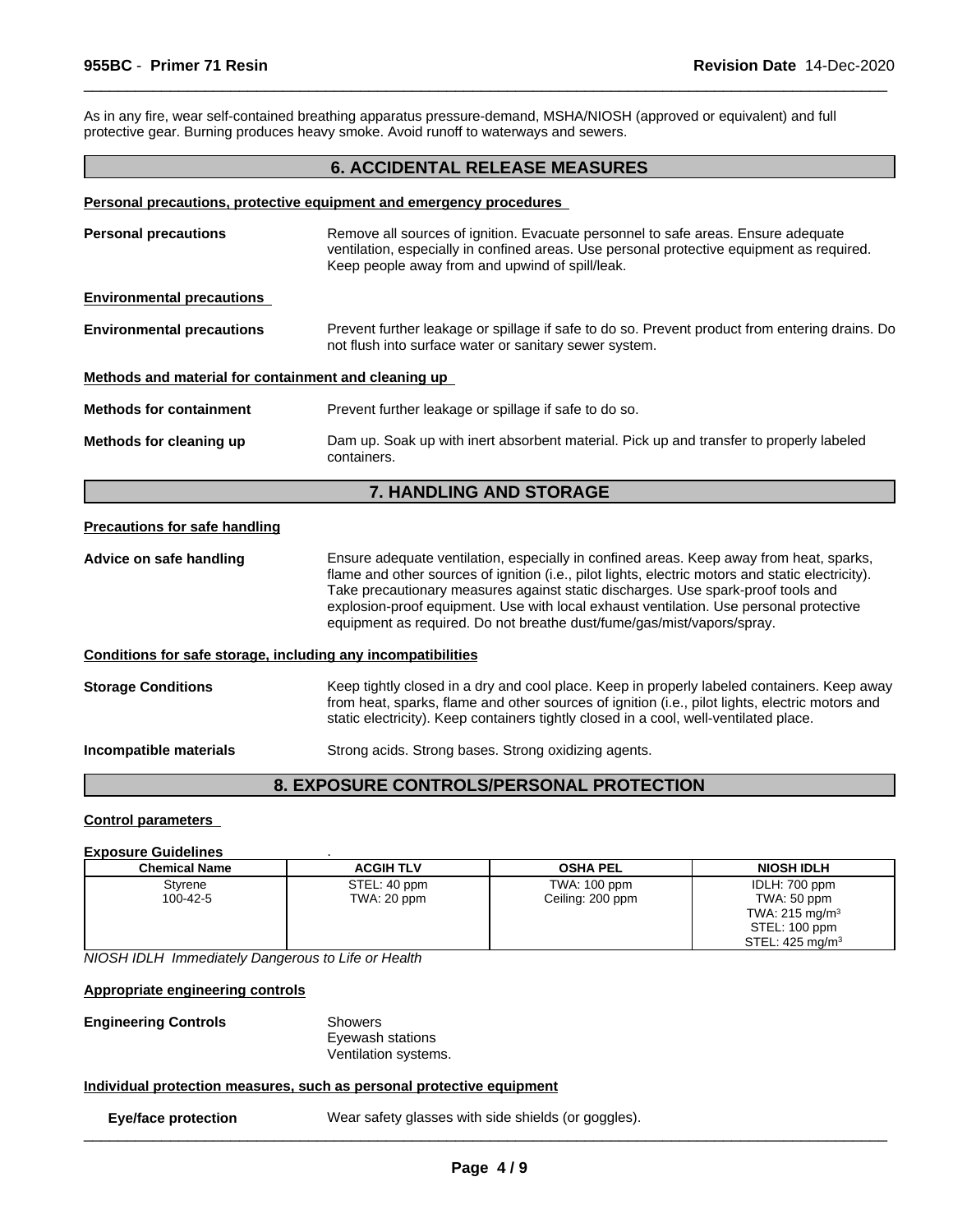As in any fire, wear self-contained breathing apparatus pressure-demand, MSHA/NIOSH (approved or equivalent) and full protective gear. Burning produces heavy smoke. Avoid runoff to waterways and sewers.

## 6. ACCIDENTAL RELEASE MEASURES

**Personal precautions, protective equipment and emergency procedures**

**Personal precautions** Remove all sources of ignition. Evacuate personnel to safe areas. Ensure adequate ventilation, especially in confined areas. Use personal protective equipment as required. Keep people away from and upwind of spill/leak.

**Environmental precautions**

**Environmental precautions** Prevent further leakage or spillage if safe to do so. Prevent product from entering drains. Do not flush into surface water or sanitary sewer system.

**Methods and material for containment and cleaning up**

**Methods for containment** Prevent further leakage or spillage if safe to do so.

**Methods for cleaning up** Dam up. Soak up with inert absorbent material. Pick up and transfer to properly labeled containers.

## 7. HANDLING AND STORAGE

**Precautions for safe handling**

**Advice on safe handling** Ensure adequate ventilation, especially in confined areas. Keep away from heat, sparks, flame and other sources of ignition (i.e., pilot lights, electric motors and static electricity). Take precautionary measures against static discharges. Use spark-proof tools and explosion-proof equipment. Use with local exhaust ventilation. Use personal protective equipment as required. Do not breathe dust/fume/gas/mist/vapors/spray.

**Conditions for safe storage, including any incompatibilities**

**Storage Conditions** Keep tightly closed in a dry and cool place. Keep in properly labeled containers. Keep away from heat, sparks, flame and other sources of ignition (i.e., pilot lights, electric motors and static electricity). Keep containers tightly closed in a cool, well-ventilated place.

**Incompatible materials** Strong acids. Strong bases. Strong oxidizing agents.

## 8. EXPOSURE CONTROLS/PERSONAL PROTECTION

**Control parameters**

**Exposure Guidelines** .

| Chemical Name | ACGIH TLV | OSHA PEL | NIOSH IDLH |
|---|---|---|---|
| Styrene<br>100-42-5 | STEL: 40 ppm<br>TWA: 20 ppm | TWA: 100 ppm<br>Ceiling: 200 ppm | IDLH: 700 ppm<br>TWA: 50 ppm<br>TWA: 215 mg/m$^3$<br>STEL: 100 ppm<br>STEL: 425 mg/m$^3$ |

*NIOSH IDLH Immediately Dangerous to Life or Health*

**Appropriate engineering controls**

**Engineering Controls** Showers
Eyewash stations
Ventilation systems.

**Individual protection measures, such as personal protective equipment**

**Eye/face protection** Wear safety glasses with side shields (or goggles).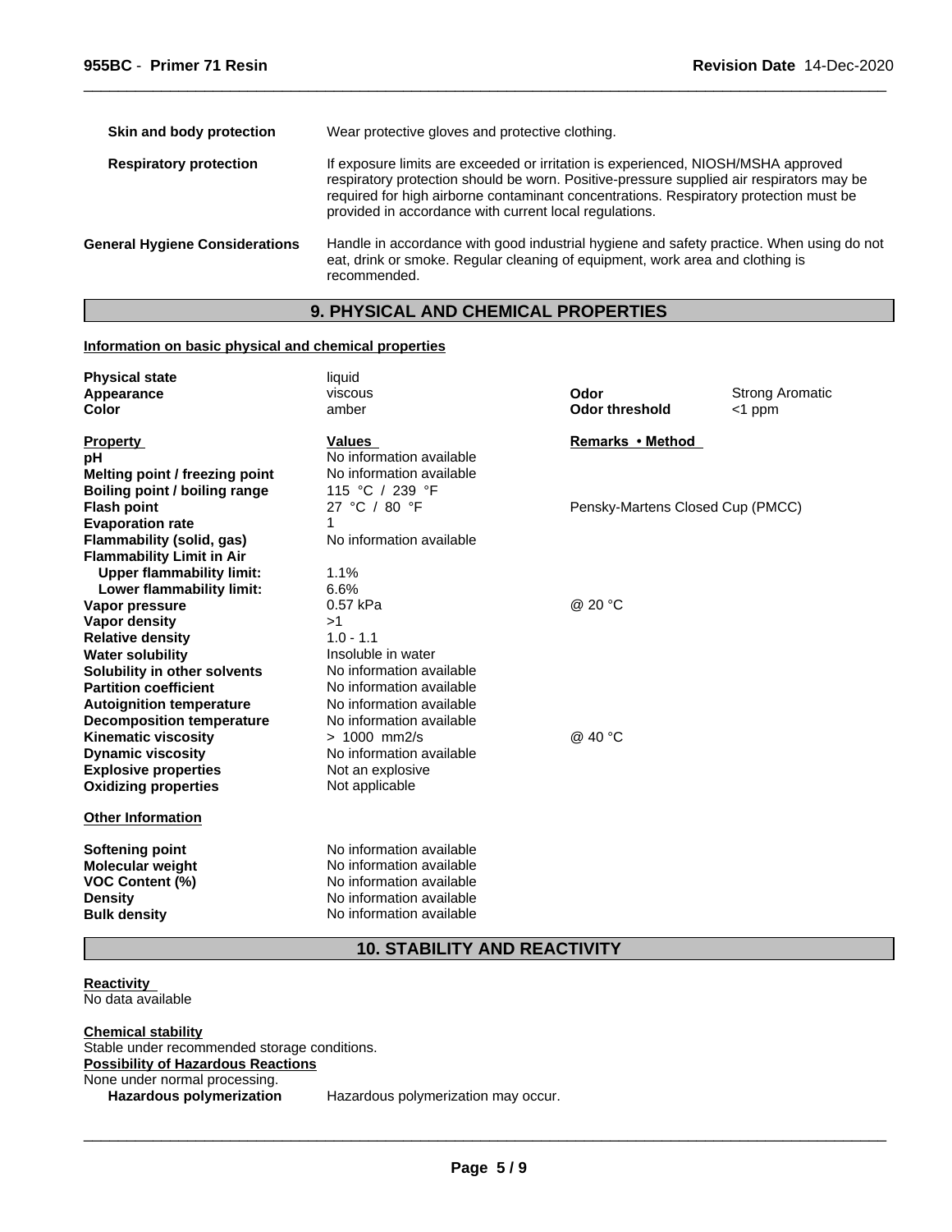| | |
|---|---|
| **Skin and body protection** | Wear protective gloves and protective clothing. |
| **Respiratory protection** | If exposure limits are exceeded or irritation is experienced, NIOSH/MSHA approved respiratory protection should be worn. Positive-pressure supplied air respirators may be required for high airborne contaminant concentrations. Respiratory protection must be provided in accordance with current local regulations. |
| **General Hygiene Considerations** | Handle in accordance with good industrial hygiene and safety practice. When using do not eat, drink or smoke. Regular cleaning of equipment, work area and clothing is recommended. |

## 9. PHYSICAL AND CHEMICAL PROPERTIES

**Information on basic physical and chemical properties**

| | | | |
|---|---|---|---|
| **Physical state** | liquid | | |
| **Appearance** | viscous | **Odor** | Strong Aromatic |
| **Color** | amber | **Odor threshold** | <1 ppm |

| **Property** | **Values** | **Remarks • Method** |
|---|---|---|
| **pH** | No information available | |
| **Melting point / freezing point** | No information available | |
| **Boiling point / boiling range** | 115 °C / 239 °F | |
| **Flash point** | 27 °C / 80 °F | Pensky-Martens Closed Cup (PMCC) |
| **Evaporation rate** | 1 | |
| **Flammability (solid, gas)** | No information available | |
| **Flammability Limit in Air** | | |
| **Upper flammability limit:** | 1.1% | |
| **Lower flammability limit:** | 6.6% | |
| **Vapor pressure** | 0.57 kPa | @ 20 °C |
| **Vapor density** | >1 | |
| **Relative density** | 1.0 - 1.1 | |
| **Water solubility** | Insoluble in water | |
| **Solubility in other solvents** | No information available | |
| **Partition coefficient** | No information available | |
| **Autoignition temperature** | No information available | |
| **Decomposition temperature** | No information available | |
| **Kinematic viscosity** | > 1000 mm2/s | @ 40 °C |
| **Dynamic viscosity** | No information available | |
| **Explosive properties** | Not an explosive | |
| **Oxidizing properties** | Not applicable | |

**Other Information**

| | |
|---|---|
| **Softening point** | No information available |
| **Molecular weight** | No information available |
| **VOC Content (%)** | No information available |
| **Density** | No information available |
| **Bulk density** | No information available |

## 10. STABILITY AND REACTIVITY

**Reactivity**

No data available

**Chemical stability**

Stable under recommended storage conditions.

**Possibility of Hazardous Reactions**

None under normal processing.

**Hazardous polymerization** Hazardous polymerization may occur.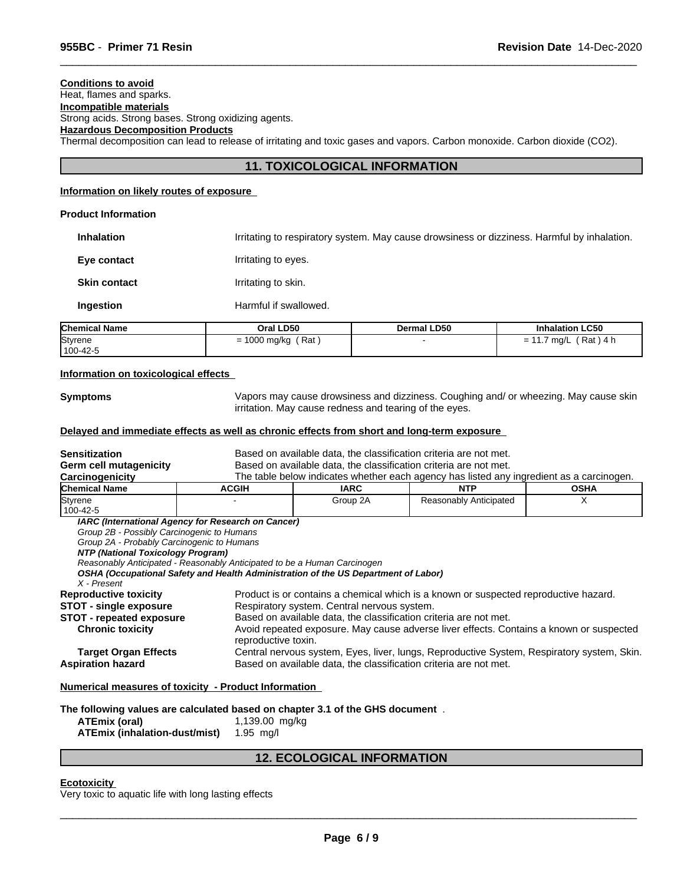**Conditions to avoid**
Heat, flames and sparks.

**Incompatible materials**
Strong acids. Strong bases. Strong oxidizing agents.

**Hazardous Decomposition Products**
Thermal decomposition can lead to release of irritating and toxic gases and vapors. Carbon monoxide. Carbon dioxide ($CO_2$).

## 11. TOXICOLOGICAL INFORMATION

**Information on likely routes of exposure**

**Product Information**

**Inhalation** Irritating to respiratory system. May cause drowsiness or dizziness. Harmful by inhalation.

**Eye contact** Irritating to eyes.

**Skin contact** Irritating to skin.

**Ingestion** Harmful if swallowed.

| Chemical Name | Oral LD50 | Dermal LD50 | Inhalation LC50 |
|---|---|---|---|
| Styrene<br>100-42-5 | = 1000 mg/kg ( Rat ) | - | = 11.7 mg/L ( Rat ) 4 h |

**Information on toxicological effects**

**Symptoms** Vapors may cause drowsiness and dizziness. Coughing and/ or wheezing. May cause skin irritation. May cause redness and tearing of the eyes.

**Delayed and immediate effects as well as chronic effects from short and long-term exposure**

**Sensitization** Based on available data, the classification criteria are not met.
**Germ cell mutagenicity** Based on available data, the classification criteria are not met.
**Carcinogenicity** The table below indicates whether each agency has listed any ingredient as a carcinogen.

| Chemical Name | ACGIH | IARC | NTP | OSHA |
|---|---|---|---|---|
| Styrene<br>100-42-5 | - | Group 2A | Reasonably Anticipated | X |

***IARC (International Agency for Research on Cancer)***
*Group 2B - Possibly Carcinogenic to Humans*
*Group 2A - Probably Carcinogenic to Humans*
***NTP (National Toxicology Program)***
*Reasonably Anticipated - Reasonably Anticipated to be a Human Carcinogen*
***OSHA (Occupational Safety and Health Administration of the US Department of Labor)***
*X - Present*

**Reproductive toxicity** Product is or contains a chemical which is a known or suspected reproductive hazard.
**STOT - single exposure** Respiratory system. Central nervous system.
**STOT - repeated exposure** Based on available data, the classification criteria are not met.
**Chronic toxicity** Avoid repeated exposure. May cause adverse liver effects. Contains a known or suspected reproductive toxin.
**Target Organ Effects** Central nervous system, Eyes, liver, lungs, Reproductive System, Respiratory system, Skin.
**Aspiration hazard** Based on available data, the classification criteria are not met.

**Numerical measures of toxicity - Product Information**

**The following values are calculated based on chapter 3.1 of the GHS document** .
**ATEmix (oral)** 1,139.00 mg/kg
**ATEmix (inhalation-dust/mist)** 1.95 mg/l

## 12. ECOLOGICAL INFORMATION

**Ecotoxicity**
Very toxic to aquatic life with long lasting effects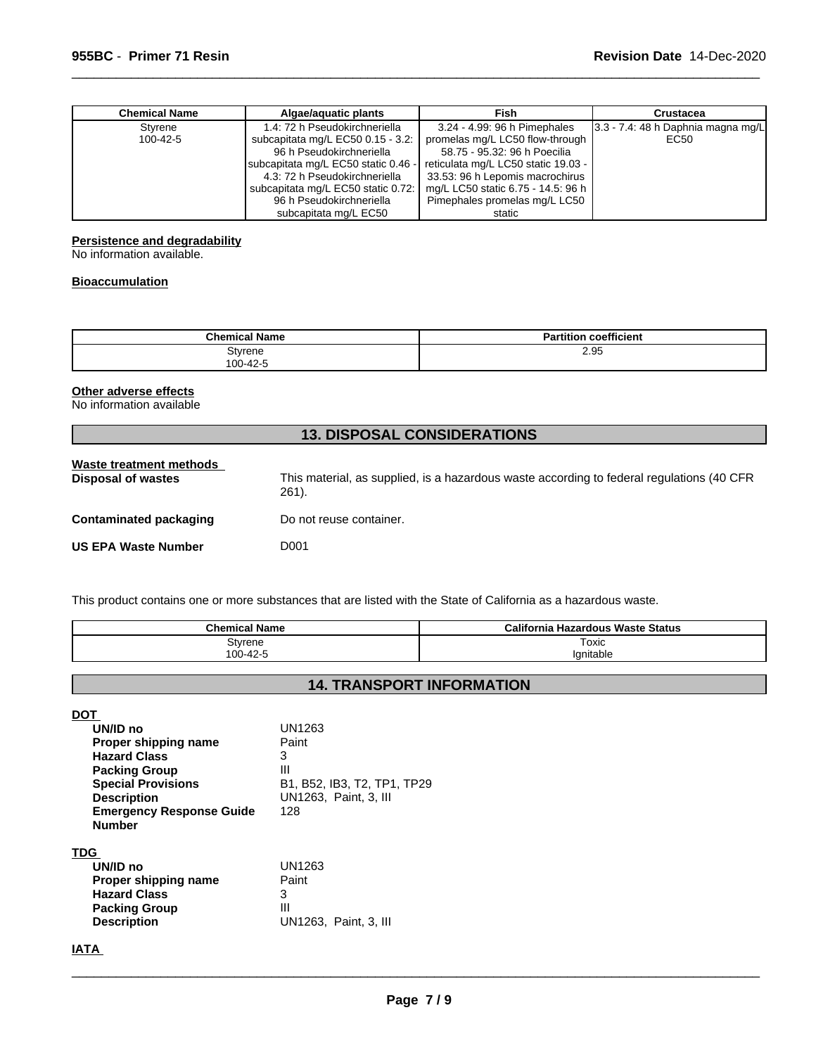| Chemical Name | Algae/aquatic plants | Fish | Crustacea |
|---|---|---|---|
| Styrene<br>100-42-5 | 1.4: 72 h Pseudokirchneriella subcapitata mg/L EC50 0.15 - 3.2: 96 h Pseudokirchneriella subcapitata mg/L EC50 static 0.46 - 4.3: 72 h Pseudokirchneriella subcapitata mg/L EC50 static 0.72: 96 h Pseudokirchneriella subcapitata mg/L EC50 | 3.24 - 4.99: 96 h Pimephales promelas mg/L LC50 flow-through 58.75 - 95.32: 96 h Poecilia reticulata mg/L LC50 static 19.03 - 33.53: 96 h Lepomis macrochirus mg/L LC50 static 6.75 - 14.5: 96 h Pimephales promelas mg/L LC50 static | 3.3 - 7.4: 48 h Daphnia magna mg/L EC50 |

**Persistence and degradability**
No information available.

**Bioaccumulation**

| Chemical Name | Partition coefficient |
|---|---|
| Styrene<br>100-42-5 | 2.95 |

**Other adverse effects**
No information available

## 13. DISPOSAL CONSIDERATIONS

**Waste treatment methods**

**Disposal of wastes** This material, as supplied, is a hazardous waste according to federal regulations (40 CFR 261).

**Contaminated packaging** Do not reuse container.

**US EPA Waste Number** D001

This product contains one or more substances that are listed with the State of California as a hazardous waste.

| Chemical Name | California Hazardous Waste Status |
|---|---|
| Styrene<br>100-42-5 | Toxic<br>Ignitable |

## 14. TRANSPORT INFORMATION

**DOT**

**UN/ID no** UN1263
**Proper shipping name** Paint
**Hazard Class** 3
**Packing Group** III
**Special Provisions** B1, B52, IB3, T2, TP1, TP29
**Description** UN1263, Paint, 3, III
**Emergency Response Guide Number** 128

**TDG**

**UN/ID no** UN1263
**Proper shipping name** Paint
**Hazard Class** 3
**Packing Group** III
**Description** UN1263, Paint, 3, III

**IATA**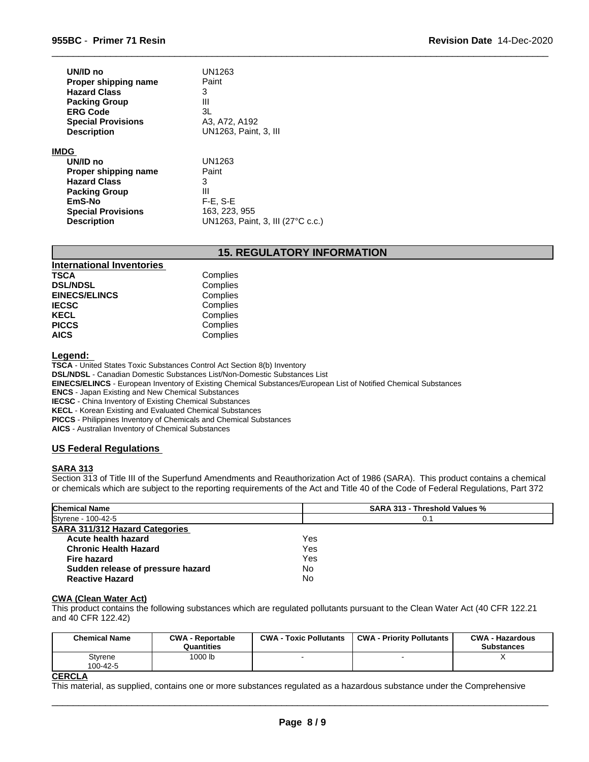| | |
|---|---|
| **UN/ID no** | UN1263 |
| **Proper shipping name** | Paint |
| **Hazard Class** | 3 |
| **Packing Group** | III |
| **ERG Code** | 3L |
| **Special Provisions** | A3, A72, A192 |
| **Description** | UN1263, Paint, 3, III |

**IMDG**

| | |
|---|---|
| **UN/ID no** | UN1263 |
| **Proper shipping name** | Paint |
| **Hazard Class** | 3 |
| **Packing Group** | III |
| **EmS-No** | F-E, S-E |
| **Special Provisions** | 163, 223, 955 |
| **Description** | UN1263, Paint, 3, III (27°C c.c.) |

## 15. REGULATORY INFORMATION

**International Inventories**

| | |
|---|---|
| **TSCA** | Complies |
| **DSL/NDSL** | Complies |
| **EINECS/ELINCS** | Complies |
| **IECSC** | Complies |
| **KECL** | Complies |
| **PICCS** | Complies |
| **AICS** | Complies |

**Legend:**

**TSCA** - United States Toxic Substances Control Act Section 8(b) Inventory
**DSL/NDSL** - Canadian Domestic Substances List/Non-Domestic Substances List
**EINECS/ELINCS** - European Inventory of Existing Chemical Substances/European List of Notified Chemical Substances
**ENCS** - Japan Existing and New Chemical Substances
**IECSC** - China Inventory of Existing Chemical Substances
**KECL** - Korean Existing and Evaluated Chemical Substances
**PICCS** - Philippines Inventory of Chemicals and Chemical Substances
**AICS** - Australian Inventory of Chemical Substances

### US Federal Regulations

**SARA 313**

Section 313 of Title III of the Superfund Amendments and Reauthorization Act of 1986 (SARA). This product contains a chemical or chemicals which are subject to the reporting requirements of the Act and Title 40 of the Code of Federal Regulations, Part 372

| Chemical Name | SARA 313 - Threshold Values % |
|---|---|
| Styrene - 100-42-5 | 0.1 |

**SARA 311/312 Hazard Categories**

| | |
|---|---|
| **Acute health hazard** | Yes |
| **Chronic Health Hazard** | Yes |
| **Fire hazard** | Yes |
| **Sudden release of pressure hazard** | No |
| **Reactive Hazard** | No |

**CWA (Clean Water Act)**

This product contains the following substances which are regulated pollutants pursuant to the Clean Water Act (40 CFR 122.21 and 40 CFR 122.42)

| Chemical Name | CWA - Reportable Quantities | CWA - Toxic Pollutants | CWA - Priority Pollutants | CWA - Hazardous Substances |
|---|---|---|---|---|
| Styrene 100-42-5 | 1000 lb | - | - | X |

**CERCLA**

This material, as supplied, contains one or more substances regulated as a hazardous substance under the Comprehensive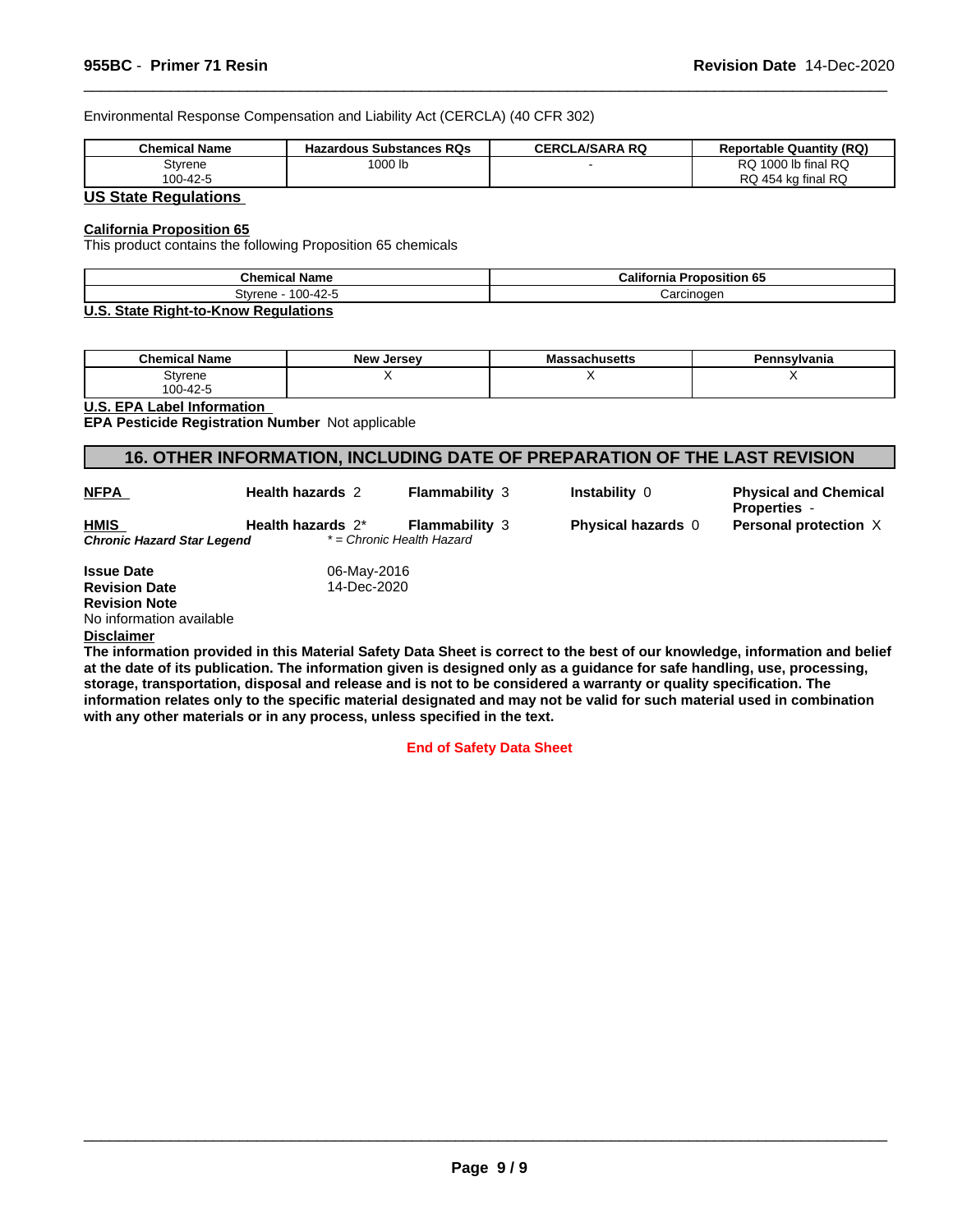Environmental Response Compensation and Liability Act (CERCLA) (40 CFR 302)

| Chemical Name | Hazardous Substances RQs | CERCLA/SARA RQ | Reportable Quantity (RQ) |
|---|---|---|---|
| Styrene 100-42-5 | 1000 lb | - | RQ 1000 lb final RQ RQ 454 kg final RQ |

**US State Regulations**

**California Proposition 65**

This product contains the following Proposition 65 chemicals

| Chemical Name | California Proposition 65 |
|---|---|
| Styrene - 100-42-5 | Carcinogen |

**U.S. State Right-to-Know Regulations**

| Chemical Name | New Jersey | Massachusetts | Pennsylvania |
|---|---|---|---|
| Styrene 100-42-5 | X | X | X |

**U.S. EPA Label Information**

**EPA Pesticide Registration Number** Not applicable

## 16. OTHER INFORMATION, INCLUDING DATE OF PREPARATION OF THE LAST REVISION

| | | | | |
|---|---|---|---|---|
| **NFPA** | **Health hazards** 2 | **Flammability** 3 | **Instability** 0 | **Physical and Chemical Properties** - |
| **HMIS** | **Health hazards** 2* | **Flammability** 3 | **Physical hazards** 0 | **Personal protection** X |

***Chronic Hazard Star Legend*** *\* = Chronic Health Hazard*

**Issue Date** 06-May-2016

**Revision Date** 14-Dec-2020

**Revision Note**

No information available

**Disclaimer**

**The information provided in this Material Safety Data Sheet is correct to the best of our knowledge, information and belief at the date of its publication. The information given is designed only as a guidance for safe handling, use, processing, storage, transportation, disposal and release and is not to be considered a warranty or quality specification. The information relates only to the specific material designated and may not be valid for such material used in combination with any other materials or in any process, unless specified in the text.**

**End of Safety Data Sheet**